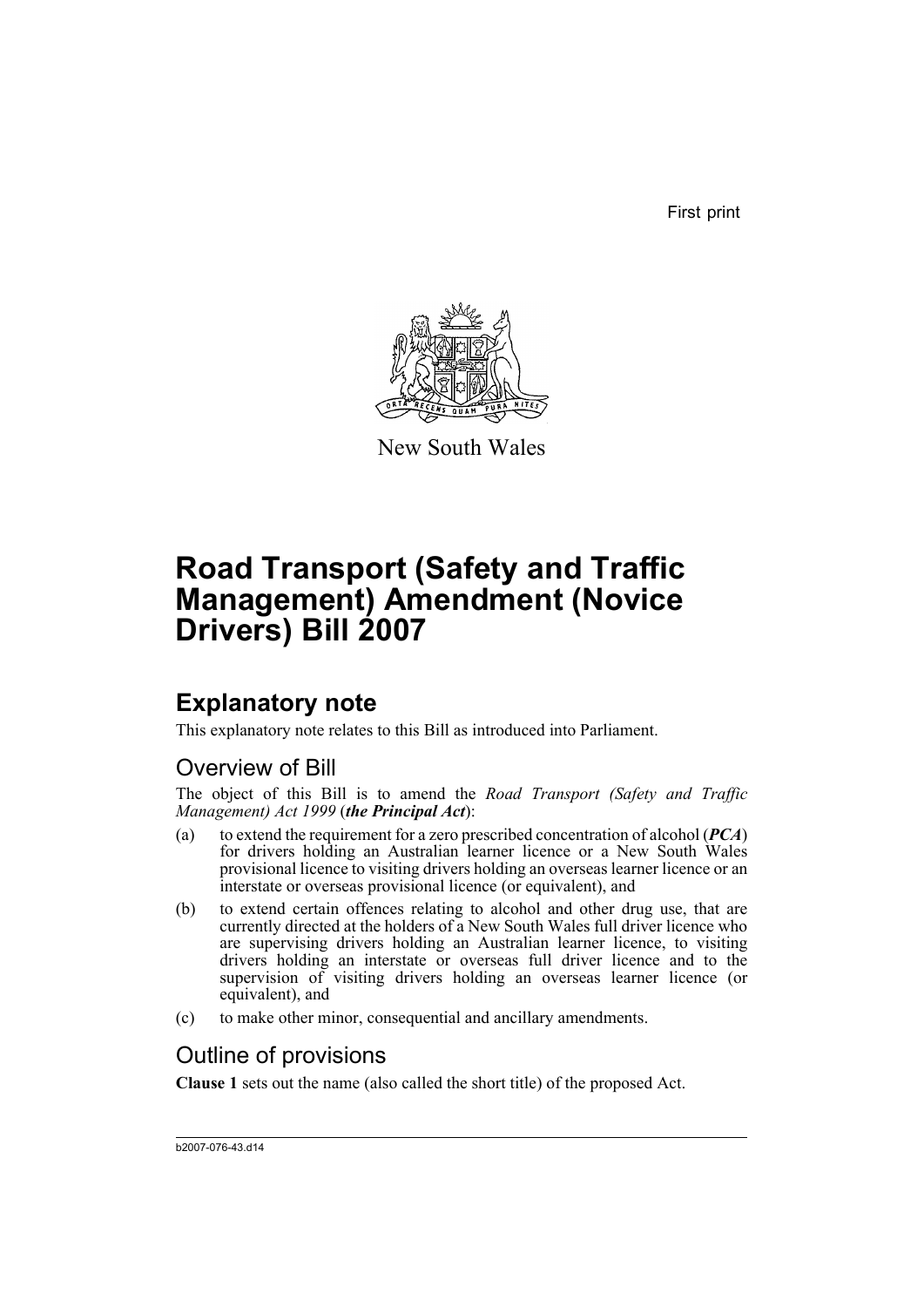First print

New South Wales

# Road Transport (Safety and Traffic Management) Amendment (Novice Drivers) Bill 2007

## Explanatory note

This explanatory note relates to this Bill as introduced into Parliament.

### Overview of Bill

The object of this Bill is to amend the *Road Transport (Safety and Traffic Management) Act 1999* (***the Principal Act***):

(a) to extend the requirement for a zero prescribed concentration of alcohol (***PCA***) for drivers holding an Australian learner licence or a New South Wales provisional licence to visiting drivers holding an overseas learner licence or an interstate or overseas provisional licence (or equivalent), and

(b) to extend certain offences relating to alcohol and other drug use, that are currently directed at the holders of a New South Wales full driver licence who are supervising drivers holding an Australian learner licence, to visiting drivers holding an interstate or overseas full driver licence and to the supervision of visiting drivers holding an overseas learner licence (or equivalent), and

(c) to make other minor, consequential and ancillary amendments.

### Outline of provisions

**Clause 1** sets out the name (also called the short title) of the proposed Act.

b2007-076-43.d14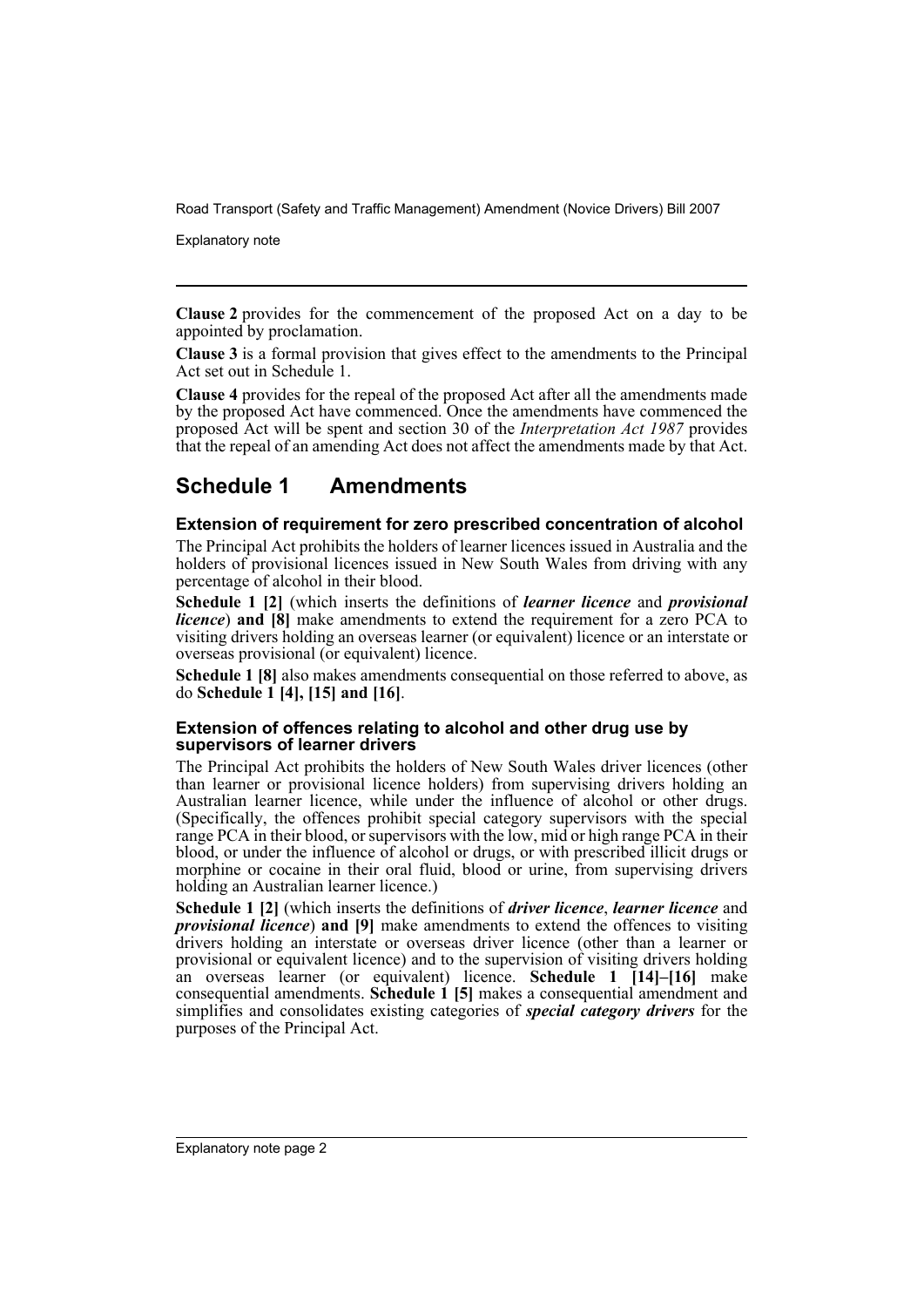**Clause 2** provides for the commencement of the proposed Act on a day to be appointed by proclamation.

**Clause 3** is a formal provision that gives effect to the amendments to the Principal Act set out in Schedule 1.

**Clause 4** provides for the repeal of the proposed Act after all the amendments made by the proposed Act have commenced. Once the amendments have commenced the proposed Act will be spent and section 30 of the *Interpretation Act 1987* provides that the repeal of an amending Act does not affect the amendments made by that Act.

## Schedule 1 Amendments

### Extension of requirement for zero prescribed concentration of alcohol

The Principal Act prohibits the holders of learner licences issued in Australia and the holders of provisional licences issued in New South Wales from driving with any percentage of alcohol in their blood.

**Schedule 1 [2]** (which inserts the definitions of ***learner licence*** and ***provisional licence***) **and [8]** make amendments to extend the requirement for a zero PCA to visiting drivers holding an overseas learner (or equivalent) licence or an interstate or overseas provisional (or equivalent) licence.

**Schedule 1 [8]** also makes amendments consequential on those referred to above, as do **Schedule 1 [4], [15] and [16]**.

### Extension of offences relating to alcohol and other drug use by supervisors of learner drivers

The Principal Act prohibits the holders of New South Wales driver licences (other than learner or provisional licence holders) from supervising drivers holding an Australian learner licence, while under the influence of alcohol or other drugs. (Specifically, the offences prohibit special category supervisors with the special range PCA in their blood, or supervisors with the low, mid or high range PCA in their blood, or under the influence of alcohol or drugs, or with prescribed illicit drugs or morphine or cocaine in their oral fluid, blood or urine, from supervising drivers holding an Australian learner licence.)

**Schedule 1 [2]** (which inserts the definitions of ***driver licence***, ***learner licence*** and ***provisional licence***) **and [9]** make amendments to extend the offences to visiting drivers holding an interstate or overseas driver licence (other than a learner or provisional or equivalent licence) and to the supervision of visiting drivers holding an overseas learner (or equivalent) licence. **Schedule 1 [14]–[16]** make consequential amendments. **Schedule 1 [5]** makes a consequential amendment and simplifies and consolidates existing categories of ***special category drivers*** for the purposes of the Principal Act.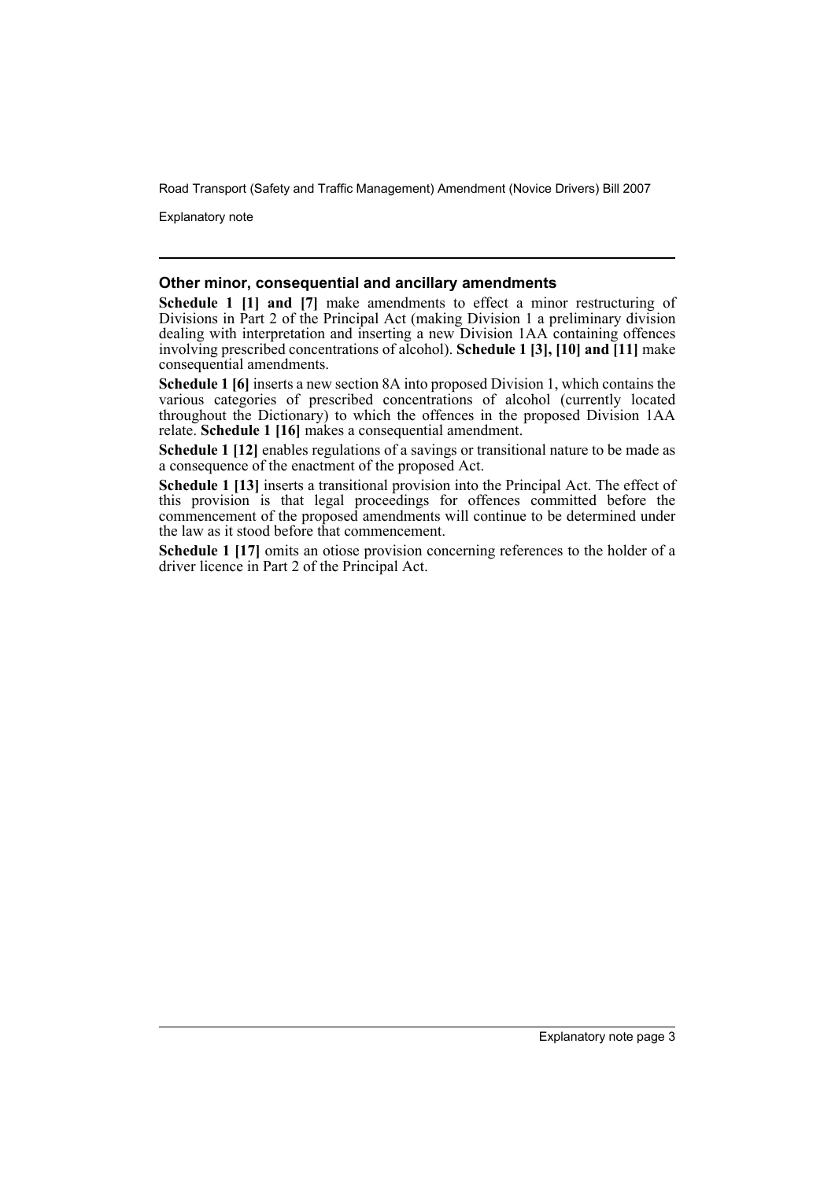### Other minor, consequential and ancillary amendments

**Schedule 1 [1] and [7]** make amendments to effect a minor restructuring of Divisions in Part 2 of the Principal Act (making Division 1 a preliminary division dealing with interpretation and inserting a new Division 1AA containing offences involving prescribed concentrations of alcohol). **Schedule 1 [3], [10] and [11]** make consequential amendments.

**Schedule 1 [6]** inserts a new section 8A into proposed Division 1, which contains the various categories of prescribed concentrations of alcohol (currently located throughout the Dictionary) to which the offences in the proposed Division 1AA relate. **Schedule 1 [16]** makes a consequential amendment.

**Schedule 1 [12]** enables regulations of a savings or transitional nature to be made as a consequence of the enactment of the proposed Act.

**Schedule 1 [13]** inserts a transitional provision into the Principal Act. The effect of this provision is that legal proceedings for offences committed before the commencement of the proposed amendments will continue to be determined under the law as it stood before that commencement.

**Schedule 1 [17]** omits an otiose provision concerning references to the holder of a driver licence in Part 2 of the Principal Act.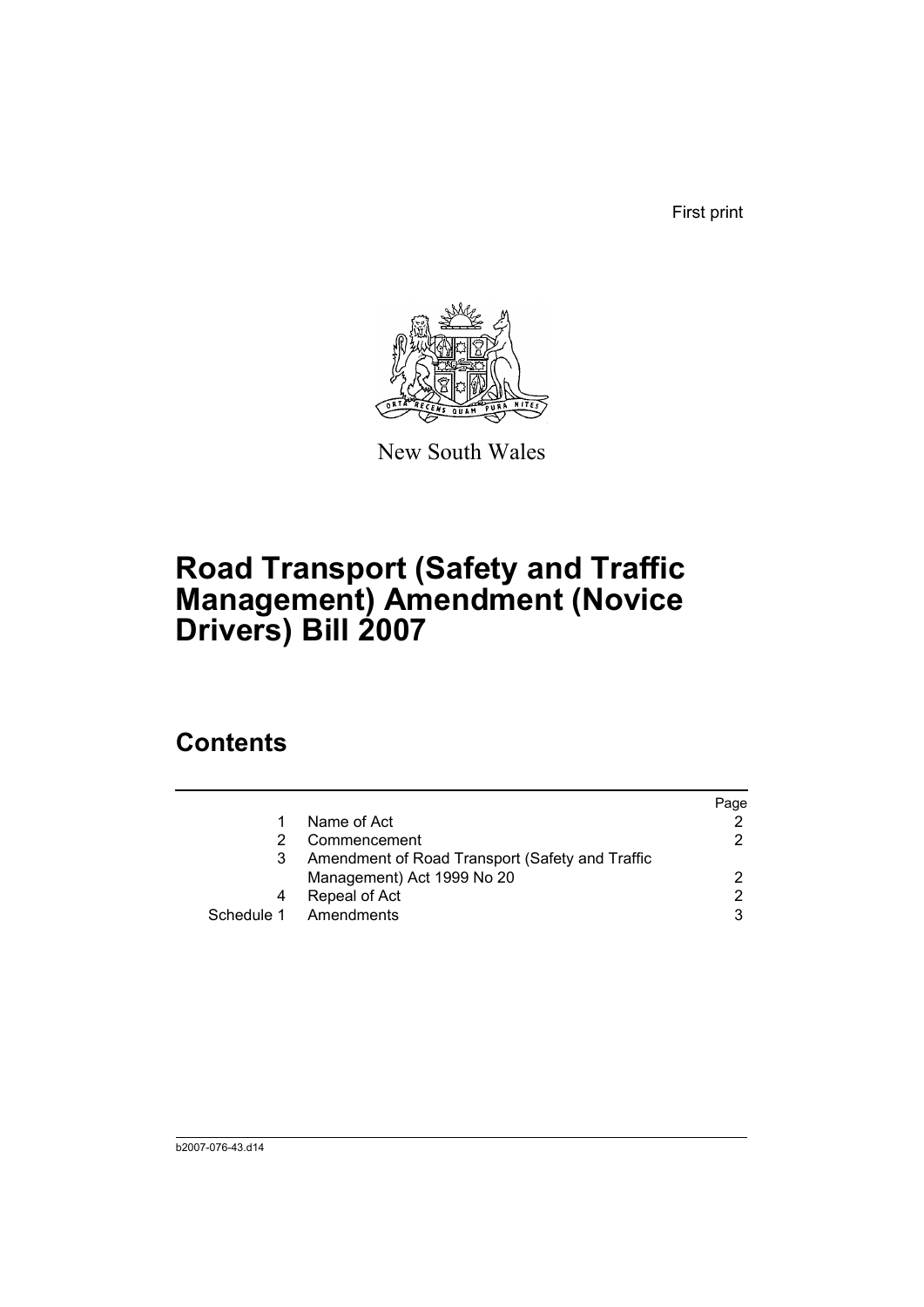First print

New South Wales

# Road Transport (Safety and Traffic Management) Amendment (Novice Drivers) Bill 2007

## Contents

| | | Page |
|---|---|---|
| 1 | Name of Act | 2 |
| 2 | Commencement | 2 |
| 3 | Amendment of Road Transport (Safety and Traffic Management) Act 1999 No 20 | 2 |
| 4 | Repeal of Act | 2 |
| Schedule 1 | Amendments | 3 |

b2007-076-43.d14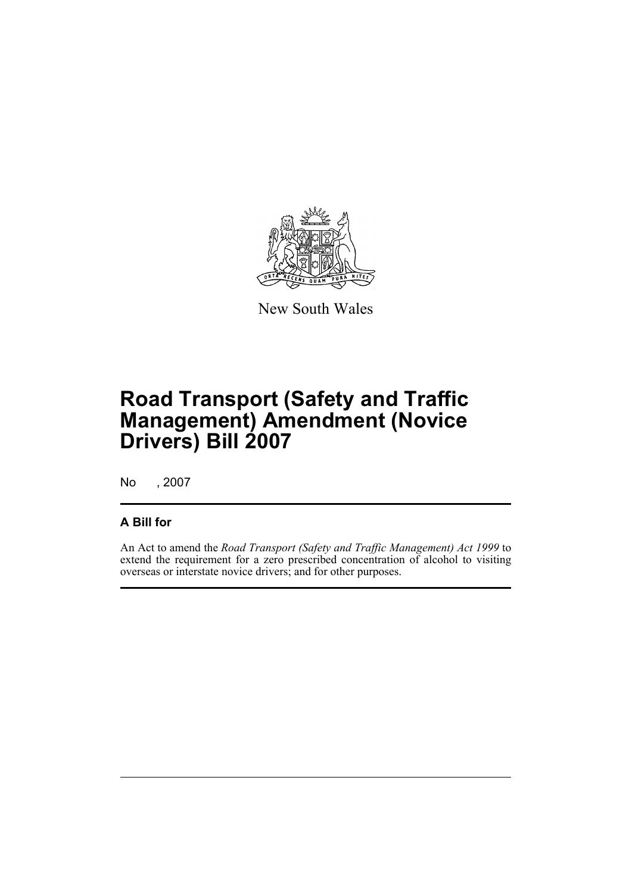New South Wales

# Road Transport (Safety and Traffic Management) Amendment (Novice Drivers) Bill 2007

No , 2007

## A Bill for

An Act to amend the *Road Transport (Safety and Traffic Management) Act 1999* to extend the requirement for a zero prescribed concentration of alcohol to visiting overseas or interstate novice drivers; and for other purposes.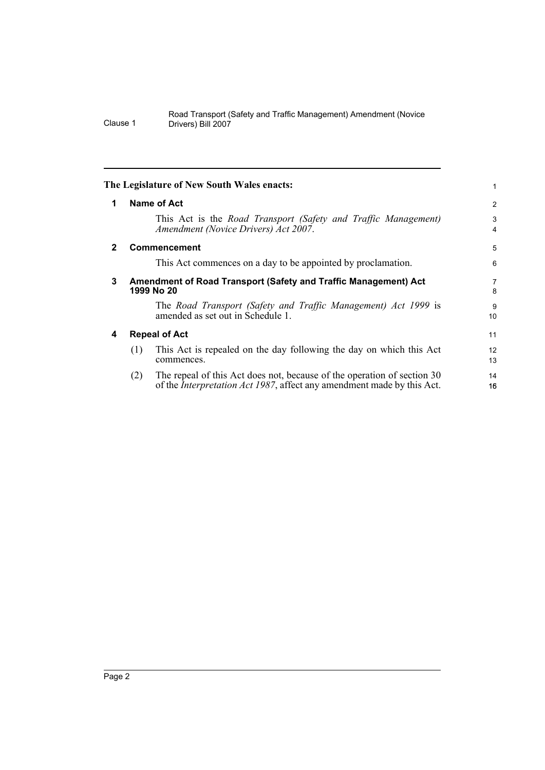The Legislature of New South Wales enacts:

## 1 Name of Act

This Act is the *Road Transport (Safety and Traffic Management) Amendment (Novice Drivers) Act 2007*.

## 2 Commencement

This Act commences on a day to be appointed by proclamation.

## 3 Amendment of Road Transport (Safety and Traffic Management) Act 1999 No 20

The *Road Transport (Safety and Traffic Management) Act 1999* is amended as set out in Schedule 1.

## 4 Repeal of Act

(1) This Act is repealed on the day following the day on which this Act commences.

(2) The repeal of this Act does not, because of the operation of section 30 of the *Interpretation Act 1987*, affect any amendment made by this Act.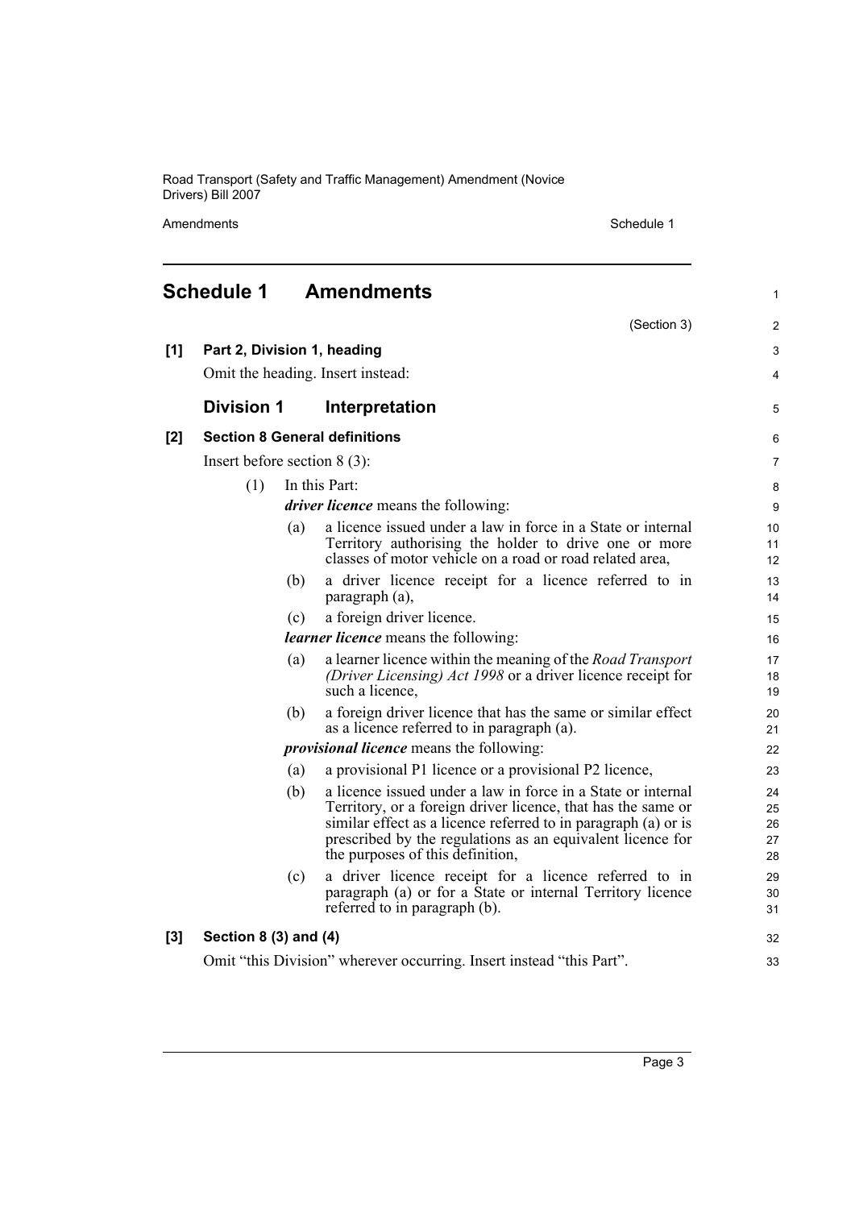## Schedule 1 Amendments

(Section 3)

**[1] Part 2, Division 1, heading**

Omit the heading. Insert instead:

### Division 1 Interpretation

**[2] Section 8 General definitions**

Insert before section 8 (3):

(1) In this Part:

***driver licence*** means the following:

(a) a licence issued under a law in force in a State or internal Territory authorising the holder to drive one or more classes of motor vehicle on a road or road related area,

(b) a driver licence receipt for a licence referred to in paragraph (a),

(c) a foreign driver licence.

***learner licence*** means the following:

(a) a learner licence within the meaning of the *Road Transport (Driver Licensing) Act 1998* or a driver licence receipt for such a licence,

(b) a foreign driver licence that has the same or similar effect as a licence referred to in paragraph (a).

***provisional licence*** means the following:

(a) a provisional P1 licence or a provisional P2 licence,

(b) a licence issued under a law in force in a State or internal Territory, or a foreign driver licence, that has the same or similar effect as a licence referred to in paragraph (a) or is prescribed by the regulations as an equivalent licence for the purposes of this definition,

(c) a driver licence receipt for a licence referred to in paragraph (a) or for a State or internal Territory licence referred to in paragraph (b).

**[3] Section 8 (3) and (4)**

Omit "this Division" wherever occurring. Insert instead "this Part".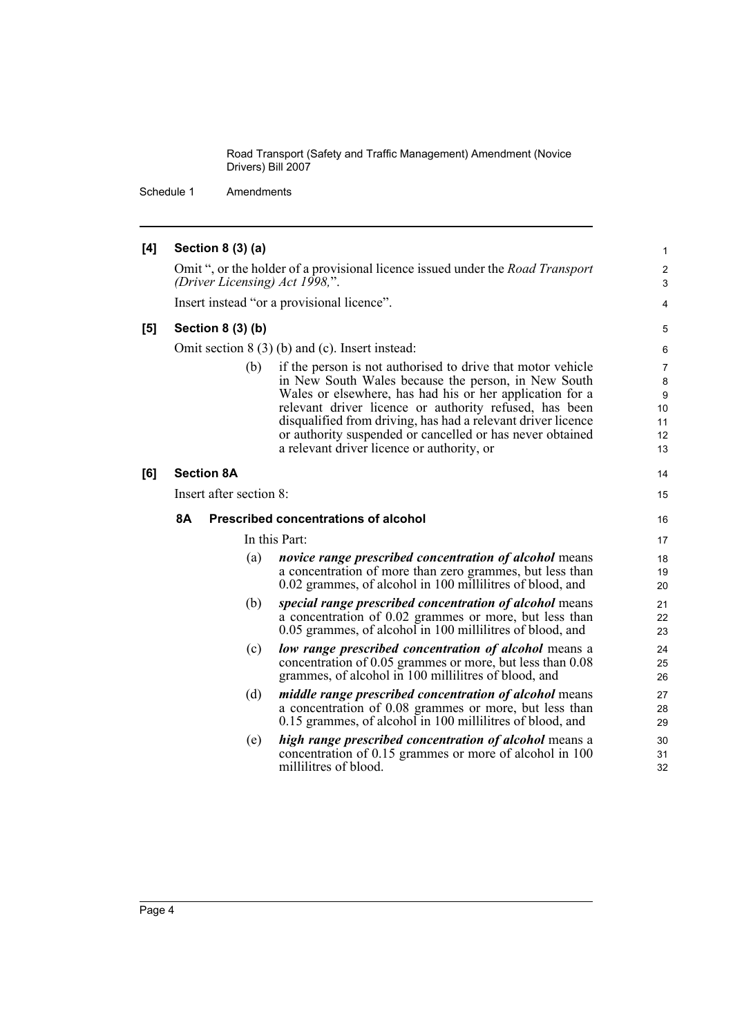**[4] Section 8 (3) (a)**

Omit ", or the holder of a provisional licence issued under the *Road Transport (Driver Licensing) Act 1998,*".

Insert instead "or a provisional licence".

**[5] Section 8 (3) (b)**

Omit section 8 (3) (b) and (c). Insert instead:

> (b) if the person is not authorised to drive that motor vehicle in New South Wales because the person, in New South Wales or elsewhere, has had his or her application for a relevant driver licence or authority refused, has been disqualified from driving, has had a relevant driver licence or authority suspended or cancelled or has never obtained a relevant driver licence or authority, or

**[6] Section 8A**

Insert after section 8:

### 8A Prescribed concentrations of alcohol

In this Part:

(a) ***novice range prescribed concentration of alcohol*** means a concentration of more than zero grammes, but less than 0.02 grammes, of alcohol in 100 millilitres of blood, and

(b) ***special range prescribed concentration of alcohol*** means a concentration of 0.02 grammes or more, but less than 0.05 grammes, of alcohol in 100 millilitres of blood, and

(c) ***low range prescribed concentration of alcohol*** means a concentration of 0.05 grammes or more, but less than 0.08 grammes, of alcohol in 100 millilitres of blood, and

(d) ***middle range prescribed concentration of alcohol*** means a concentration of 0.08 grammes or more, but less than 0.15 grammes, of alcohol in 100 millilitres of blood, and

(e) ***high range prescribed concentration of alcohol*** means a concentration of 0.15 grammes or more of alcohol in 100 millilitres of blood.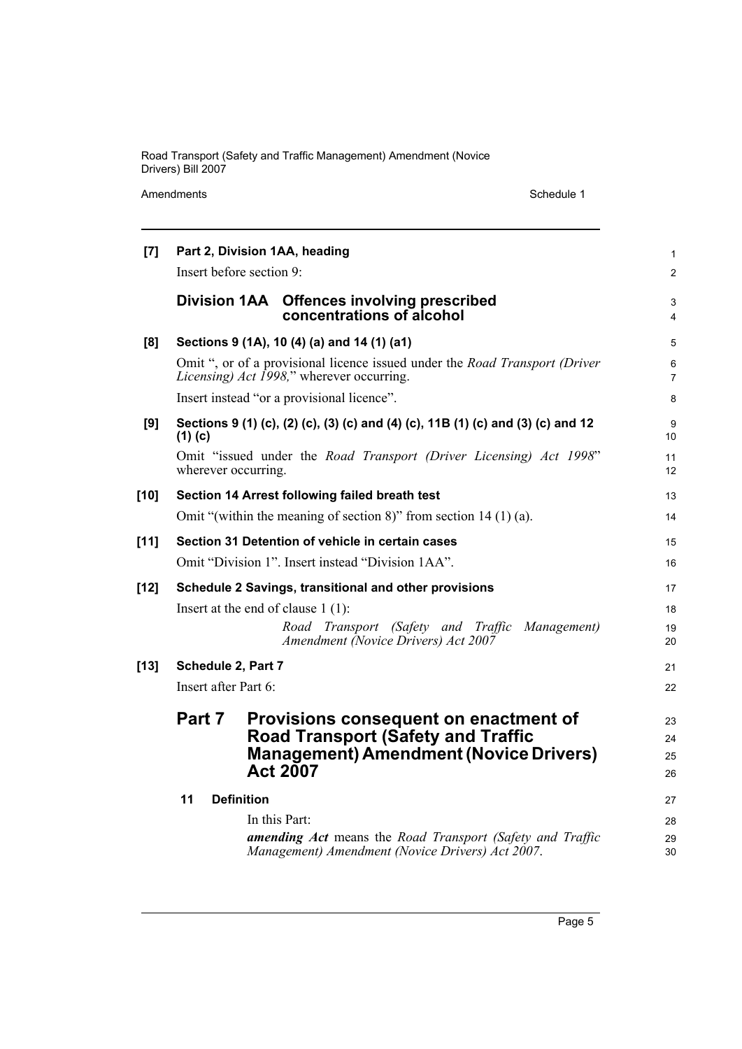**[7] Part 2, Division 1AA, heading**

Insert before section 9:

### Division 1AA Offences involving prescribed concentrations of alcohol

**[8] Sections 9 (1A), 10 (4) (a) and 14 (1) (a1)**

Omit ", or of a provisional licence issued under the *Road Transport (Driver Licensing) Act 1998,*" wherever occurring.

Insert instead "or a provisional licence".

**[9] Sections 9 (1) (c), (2) (c), (3) (c) and (4) (c), 11B (1) (c) and (3) (c) and 12 (1) (c)**

Omit "issued under the *Road Transport (Driver Licensing) Act 1998*" wherever occurring.

**[10] Section 14 Arrest following failed breath test**

Omit "(within the meaning of section 8)" from section 14 (1) (a).

**[11] Section 31 Detention of vehicle in certain cases**

Omit "Division 1". Insert instead "Division 1AA".

**[12] Schedule 2 Savings, transitional and other provisions**

Insert at the end of clause 1 (1):

*Road Transport (Safety and Traffic Management) Amendment (Novice Drivers) Act 2007*

**[13] Schedule 2, Part 7**

Insert after Part 6:

## Part 7 Provisions consequent on enactment of Road Transport (Safety and Traffic Management) Amendment (Novice Drivers) Act 2007

**11 Definition**

In this Part:

***amending Act*** means the *Road Transport (Safety and Traffic Management) Amendment (Novice Drivers) Act 2007*.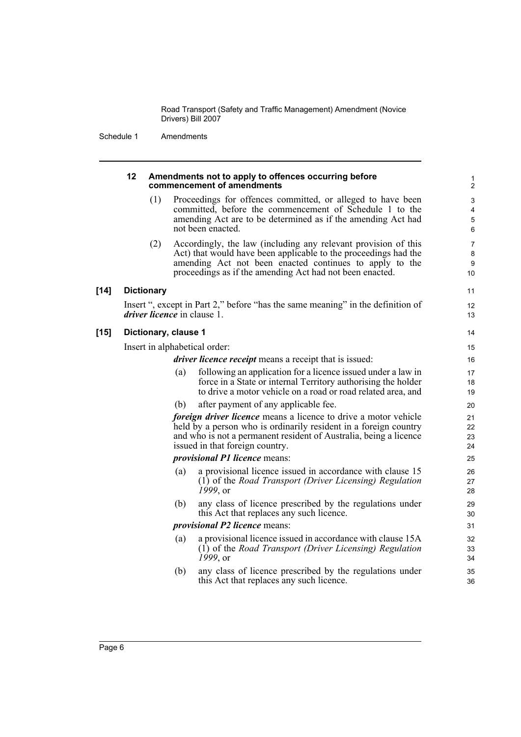**12 Amendments not to apply to offences occurring before commencement of amendments**

(1) Proceedings for offences committed, or alleged to have been committed, before the commencement of Schedule 1 to the amending Act are to be determined as if the amending Act had not been enacted.

(2) Accordingly, the law (including any relevant provision of this Act) that would have been applicable to the proceedings had the amending Act not been enacted continues to apply to the proceedings as if the amending Act had not been enacted.

### [14] Dictionary

Insert ", except in Part 2," before "has the same meaning" in the definition of ***driver licence*** in clause 1.

### [15] Dictionary, clause 1

Insert in alphabetical order:

***driver licence receipt*** means a receipt that is issued:

(a) following an application for a licence issued under a law in force in a State or internal Territory authorising the holder to drive a motor vehicle on a road or road related area, and

(b) after payment of any applicable fee.

***foreign driver licence*** means a licence to drive a motor vehicle held by a person who is ordinarily resident in a foreign country and who is not a permanent resident of Australia, being a licence issued in that foreign country.

***provisional P1 licence*** means:

(a) a provisional licence issued in accordance with clause 15 (1) of the *Road Transport (Driver Licensing) Regulation 1999*, or

(b) any class of licence prescribed by the regulations under this Act that replaces any such licence.

***provisional P2 licence*** means:

(a) a provisional licence issued in accordance with clause 15A (1) of the *Road Transport (Driver Licensing) Regulation 1999*, or

(b) any class of licence prescribed by the regulations under this Act that replaces any such licence.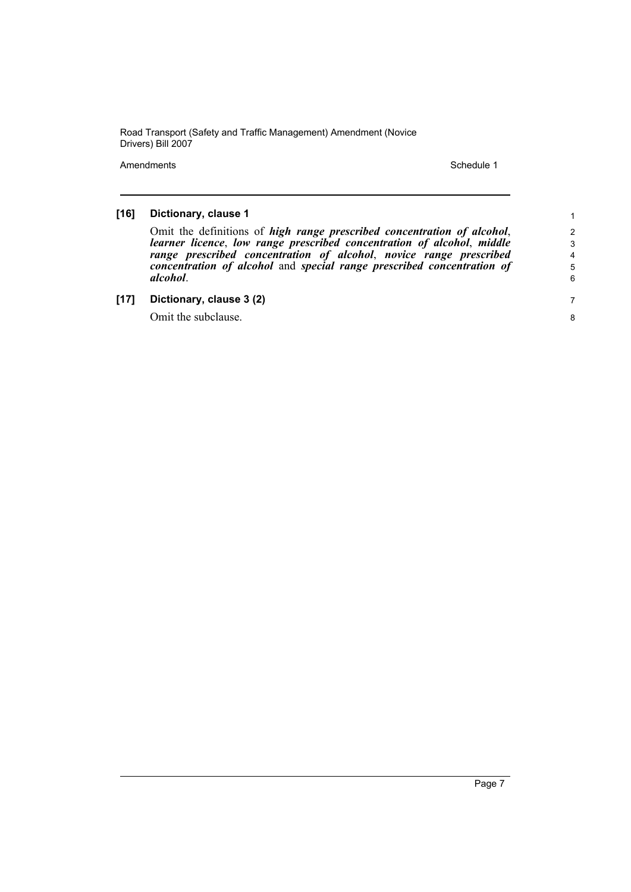**[16] Dictionary, clause 1**

Omit the definitions of ***high range prescribed concentration of alcohol***, ***learner licence***, ***low range prescribed concentration of alcohol***, ***middle range prescribed concentration of alcohol***, ***novice range prescribed concentration of alcohol*** and ***special range prescribed concentration of alcohol***.

**[17] Dictionary, clause 3 (2)**

Omit the subclause.